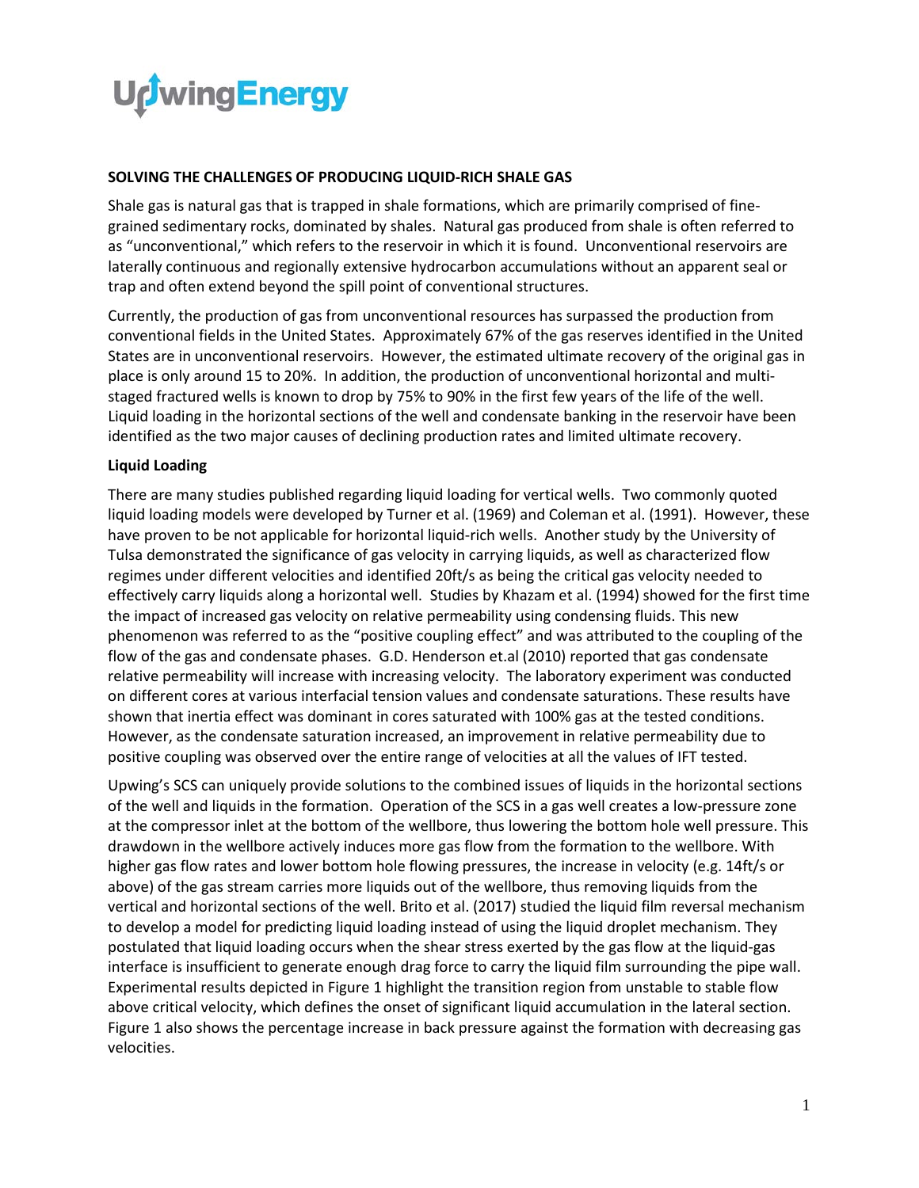UpwingEnergy

## SOLVING THE CHALLENGES OF PRODUCING LIQUID-RICH SHALE GAS

Shale gas is natural gas that is trapped in shale formations, which are primarily comprised of fine-grained sedimentary rocks, dominated by shales. Natural gas produced from shale is often referred to as "unconventional," which refers to the reservoir in which it is found. Unconventional reservoirs are laterally continuous and regionally extensive hydrocarbon accumulations without an apparent seal or trap and often extend beyond the spill point of conventional structures.

Currently, the production of gas from unconventional resources has surpassed the production from conventional fields in the United States. Approximately 67% of the gas reserves identified in the United States are in unconventional reservoirs. However, the estimated ultimate recovery of the original gas in place is only around 15 to 20%. In addition, the production of unconventional horizontal and multi-staged fractured wells is known to drop by 75% to 90% in the first few years of the life of the well. Liquid loading in the horizontal sections of the well and condensate banking in the reservoir have been identified as the two major causes of declining production rates and limited ultimate recovery.

### Liquid Loading

There are many studies published regarding liquid loading for vertical wells. Two commonly quoted liquid loading models were developed by Turner et al. (1969) and Coleman et al. (1991). However, these have proven to be not applicable for horizontal liquid-rich wells. Another study by the University of Tulsa demonstrated the significance of gas velocity in carrying liquids, as well as characterized flow regimes under different velocities and identified 20ft/s as being the critical gas velocity needed to effectively carry liquids along a horizontal well. Studies by Khazam et al. (1994) showed for the first time the impact of increased gas velocity on relative permeability using condensing fluids. This new phenomenon was referred to as the "positive coupling effect" and was attributed to the coupling of the flow of the gas and condensate phases. G.D. Henderson et.al (2010) reported that gas condensate relative permeability will increase with increasing velocity. The laboratory experiment was conducted on different cores at various interfacial tension values and condensate saturations. These results have shown that inertia effect was dominant in cores saturated with 100% gas at the tested conditions. However, as the condensate saturation increased, an improvement in relative permeability due to positive coupling was observed over the entire range of velocities at all the values of IFT tested.

Upwing's SCS can uniquely provide solutions to the combined issues of liquids in the horizontal sections of the well and liquids in the formation. Operation of the SCS in a gas well creates a low-pressure zone at the compressor inlet at the bottom of the wellbore, thus lowering the bottom hole well pressure. This drawdown in the wellbore actively induces more gas flow from the formation to the wellbore. With higher gas flow rates and lower bottom hole flowing pressures, the increase in velocity (e.g. 14ft/s or above) of the gas stream carries more liquids out of the wellbore, thus removing liquids from the vertical and horizontal sections of the well. Brito et al. (2017) studied the liquid film reversal mechanism to develop a model for predicting liquid loading instead of using the liquid droplet mechanism. They postulated that liquid loading occurs when the shear stress exerted by the gas flow at the liquid-gas interface is insufficient to generate enough drag force to carry the liquid film surrounding the pipe wall. Experimental results depicted in Figure 1 highlight the transition region from unstable to stable flow above critical velocity, which defines the onset of significant liquid accumulation in the lateral section. Figure 1 also shows the percentage increase in back pressure against the formation with decreasing gas velocities.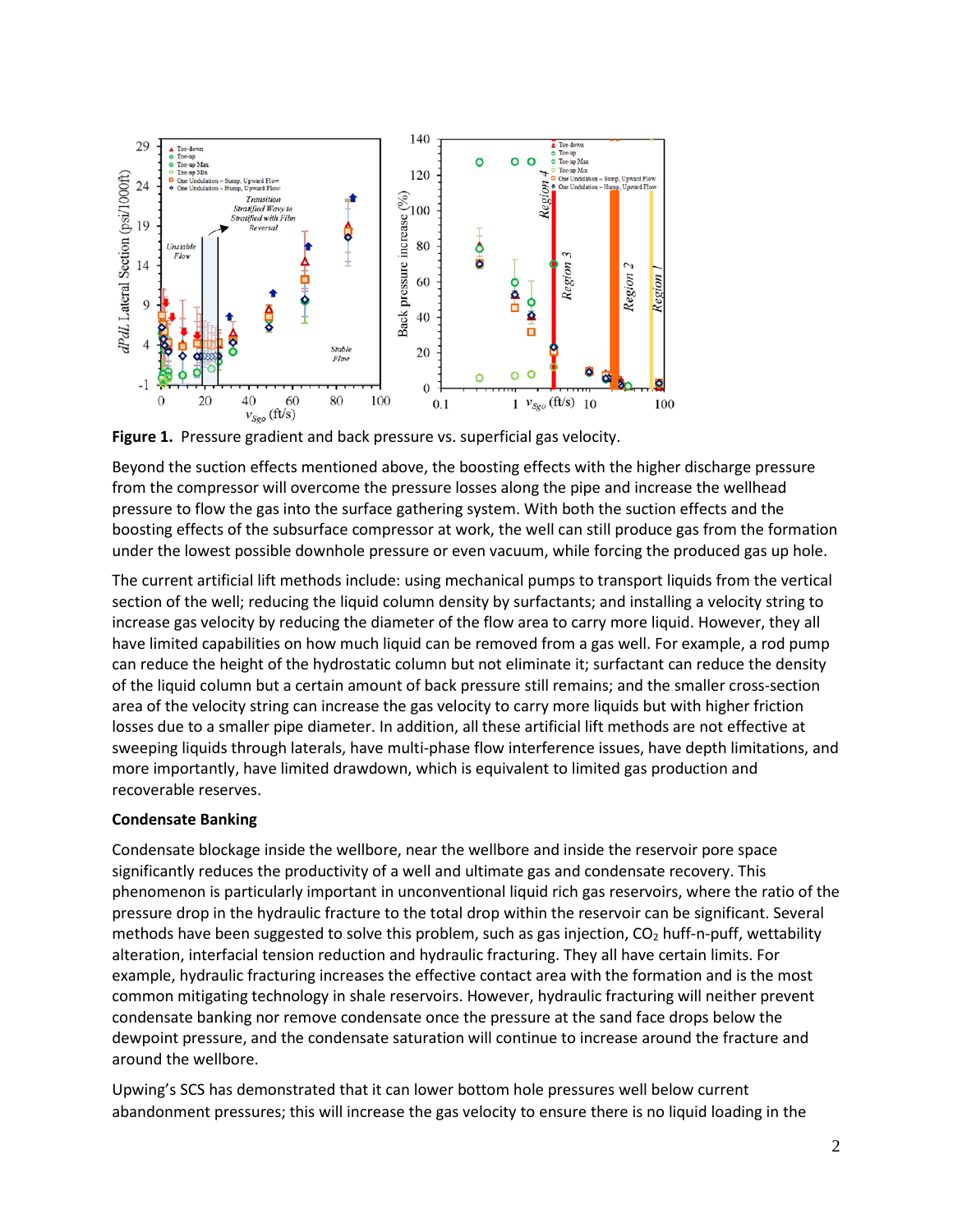**Figure 1.** Pressure gradient and back pressure vs. superficial gas velocity.

Beyond the suction effects mentioned above, the boosting effects with the higher discharge pressure from the compressor will overcome the pressure losses along the pipe and increase the wellhead pressure to flow the gas into the surface gathering system. With both the suction effects and the boosting effects of the subsurface compressor at work, the well can still produce gas from the formation under the lowest possible downhole pressure or even vacuum, while forcing the produced gas up hole.

The current artificial lift methods include: using mechanical pumps to transport liquids from the vertical section of the well; reducing the liquid column density by surfactants; and installing a velocity string to increase gas velocity by reducing the diameter of the flow area to carry more liquid. However, they all have limited capabilities on how much liquid can be removed from a gas well. For example, a rod pump can reduce the height of the hydrostatic column but not eliminate it; surfactant can reduce the density of the liquid column but a certain amount of back pressure still remains; and the smaller cross-section area of the velocity string can increase the gas velocity to carry more liquids but with higher friction losses due to a smaller pipe diameter. In addition, all these artificial lift methods are not effective at sweeping liquids through laterals, have multi-phase flow interference issues, have depth limitations, and more importantly, have limited drawdown, which is equivalent to limited gas production and recoverable reserves.

**Condensate Banking**

Condensate blockage inside the wellbore, near the wellbore and inside the reservoir pore space significantly reduces the productivity of a well and ultimate gas and condensate recovery. This phenomenon is particularly important in unconventional liquid rich gas reservoirs, where the ratio of the pressure drop in the hydraulic fracture to the total drop within the reservoir can be significant. Several methods have been suggested to solve this problem, such as gas injection, $CO_2$ huff-n-puff, wettability alteration, interfacial tension reduction and hydraulic fracturing. They all have certain limits. For example, hydraulic fracturing increases the effective contact area with the formation and is the most common mitigating technology in shale reservoirs. However, hydraulic fracturing will neither prevent condensate banking nor remove condensate once the pressure at the sand face drops below the dewpoint pressure, and the condensate saturation will continue to increase around the fracture and around the wellbore.

Upwing's SCS has demonstrated that it can lower bottom hole pressures well below current abandonment pressures; this will increase the gas velocity to ensure there is no liquid loading in the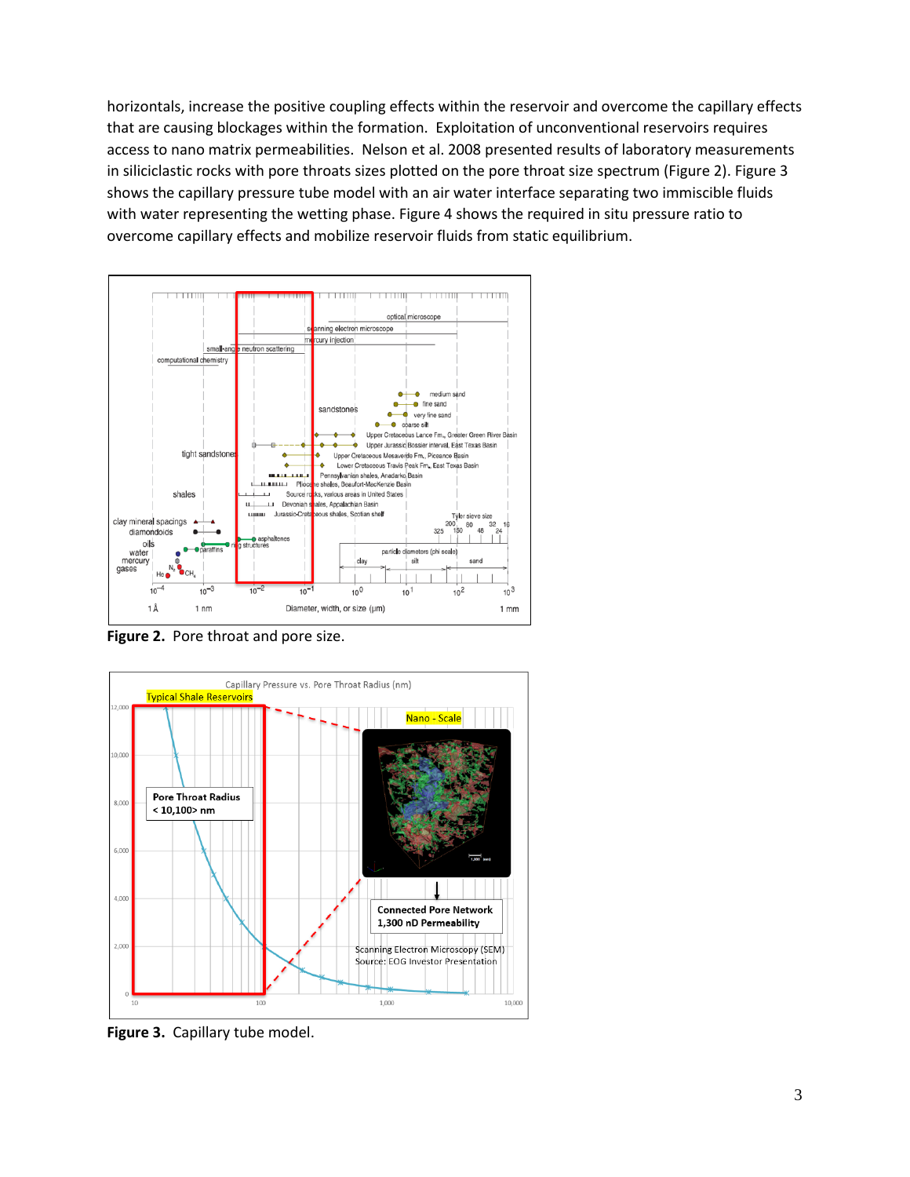horizontals, increase the positive coupling effects within the reservoir and overcome the capillary effects that are causing blockages within the formation. Exploitation of unconventional reservoirs requires access to nano matrix permeabilities. Nelson et al. 2008 presented results of laboratory measurements in siliciclastic rocks with pore throats sizes plotted on the pore throat size spectrum (Figure 2). Figure 3 shows the capillary pressure tube model with an air water interface separating two immiscible fluids with water representing the wetting phase. Figure 4 shows the required in situ pressure ratio to overcome capillary effects and mobilize reservoir fluids from static equilibrium.

**Figure 2.** Pore throat and pore size.

**Figure 3.** Capillary tube model.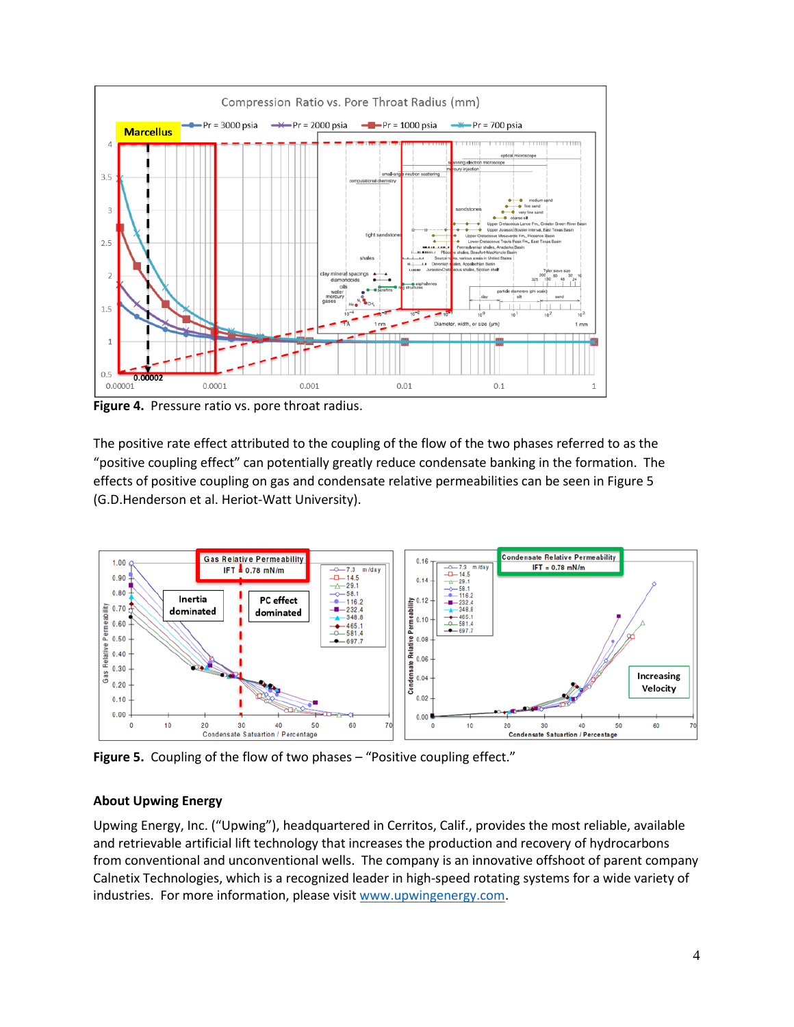Compression Ratio vs. Pore Throat Radius (mm)

Marcellus

Pr = 3000 psia
Pr = 2000 psia
Pr = 1000 psia
Pr = 700 psia

4
3.5
3
2.5
2
1.5
1
0.5

0.00002

0.00001
0.0001
0.001
0.01
0.1
1

**Figure 4.** Pressure ratio vs. pore throat radius.

The positive rate effect attributed to the coupling of the flow of the two phases referred to as the "positive coupling effect" can potentially greatly reduce condensate banking in the formation. The effects of positive coupling on gas and condensate relative permeabilities can be seen in Figure 5 (G.D.Henderson et al. Heriot-Watt University).

Gas Relative Permeability
IFT = 0.78 mN/m

Inertia dominated

PC effect dominated

Gas Relative Permeability

Condensate Saturation / Percentage

Condensate Relative Permeability
IFT = 0.78 mN/m

Increasing Velocity

Condensate Relative Permeability

Condensate Saturation / Percentage

7.3 m/day
14.5
29.1
58.1
116.2
232.4
348.8
465.1
581.4
697.7

**Figure 5.** Coupling of the flow of two phases – "Positive coupling effect."

### About Upwing Energy

Upwing Energy, Inc. ("Upwing"), headquartered in Cerritos, Calif., provides the most reliable, available and retrievable artificial lift technology that increases the production and recovery of hydrocarbons from conventional and unconventional wells. The company is an innovative offshoot of parent company Calnetix Technologies, which is a recognized leader in high-speed rotating systems for a wide variety of industries. For more information, please visit [www.upwingenergy.com](http://www.upwingenergy.com).